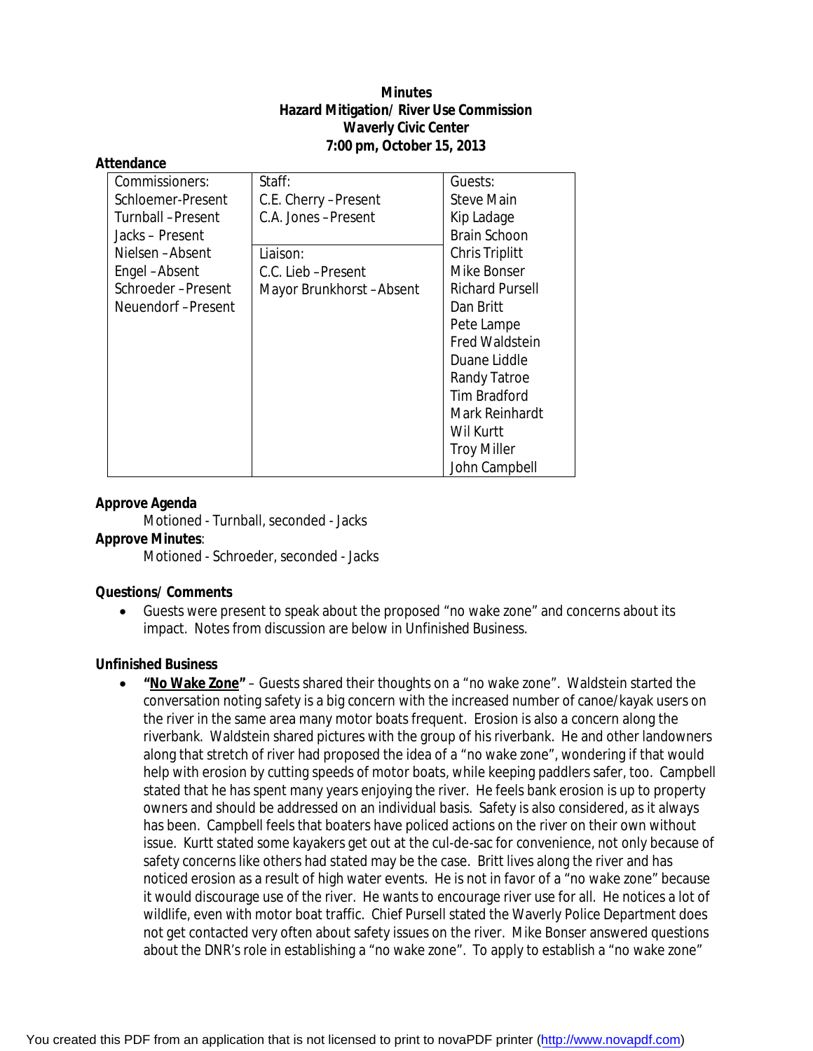**Minutes**
**Hazard Mitigation/ River Use Commission**
**Waverly Civic Center**
**7:00 pm, October 15, 2013**

**Attendance**

| Commissioners: | Staff: | Guests: |
|---|---|---|
| Schloemer-Present | C.E. Cherry –Present | Steve Main |
| Turnball –Present | C.A. Jones –Present | Kip Ladage |
| Jacks – Present | | Brain Schoon |
| Nielsen –Absent | Liaison: | Chris Triplitt |
| Engel –Absent | C.C. Lieb –Present | Mike Bonser |
| Schroeder –Present | Mayor Brunkhorst –Absent | Richard Pursell |
| Neuendorf –Present | | Dan Britt |
| | | Pete Lampe |
| | | Fred Waldstein |
| | | Duane Liddle |
| | | Randy Tatroe |
| | | Tim Bradford |
| | | Mark Reinhardt |
| | | Wil Kurtt |
| | | Troy Miller |
| | | John Campbell |

**Approve Agenda**

Motioned - Turnball, seconded - Jacks

**Approve Minutes**:

Motioned - Schroeder, seconded - Jacks

**Questions/ Comments**

- Guests were present to speak about the proposed "no wake zone" and concerns about its impact. Notes from discussion are below in Unfinished Business.

**Unfinished Business**

- **"No Wake Zone"** – Guests shared their thoughts on a "no wake zone". Waldstein started the conversation noting safety is a big concern with the increased number of canoe/kayak users on the river in the same area many motor boats frequent. Erosion is also a concern along the riverbank. Waldstein shared pictures with the group of his riverbank. He and other landowners along that stretch of river had proposed the idea of a "no wake zone", wondering if that would help with erosion by cutting speeds of motor boats, while keeping paddlers safer, too. Campbell stated that he has spent many years enjoying the river. He feels bank erosion is up to property owners and should be addressed on an individual basis. Safety is also considered, as it always has been. Campbell feels that boaters have policed actions on the river on their own without issue. Kurtt stated some kayakers get out at the cul-de-sac for convenience, not only because of safety concerns like others had stated may be the case. Britt lives along the river and has noticed erosion as a result of high water events. He is not in favor of a "no wake zone" because it would discourage use of the river. He wants to encourage river use for all. He notices a lot of wildlife, even with motor boat traffic. Chief Pursell stated the Waverly Police Department does not get contacted very often about safety issues on the river. Mike Bonser answered questions about the DNR's role in establishing a "no wake zone". To apply to establish a "no wake zone"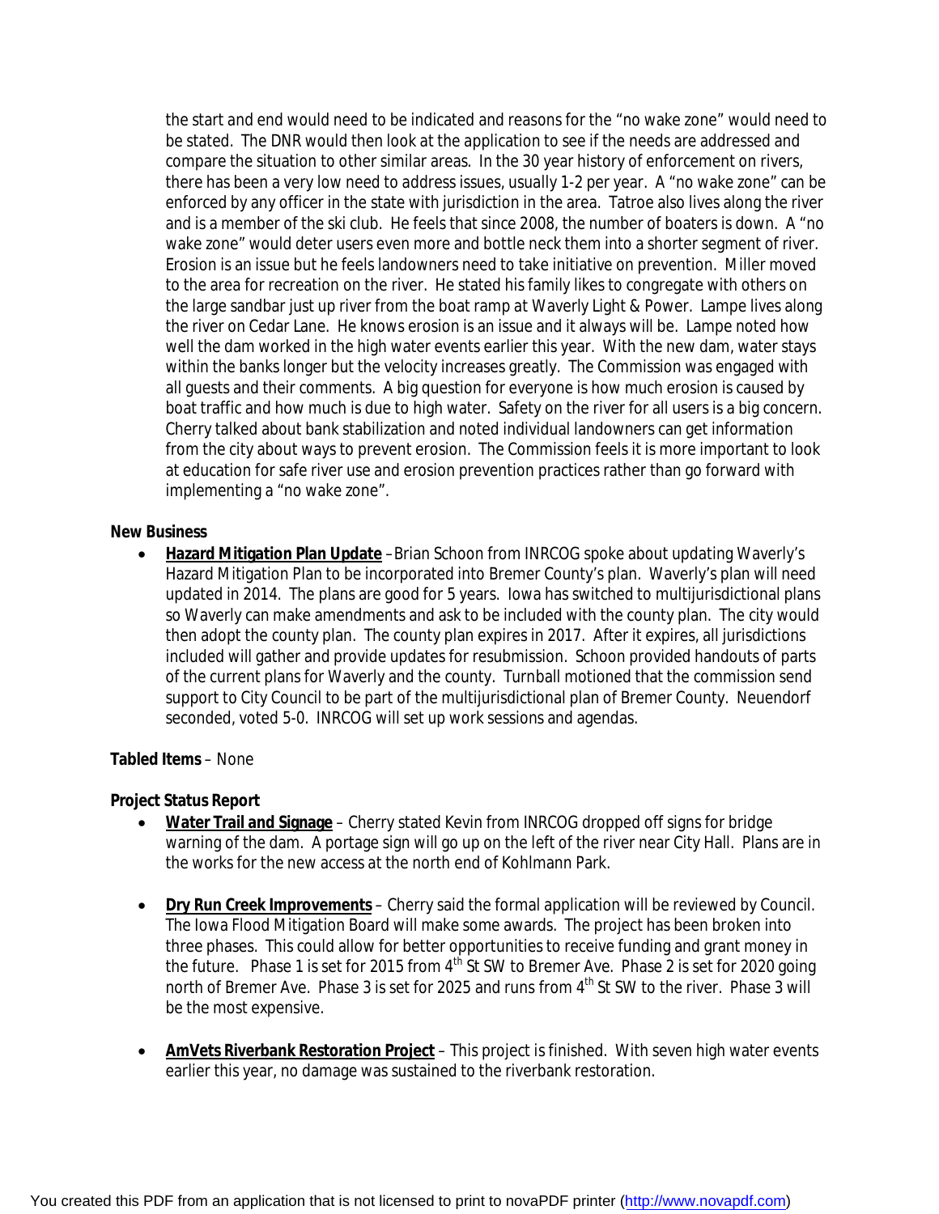the start and end would need to be indicated and reasons for the "no wake zone" would need to be stated. The DNR would then look at the application to see if the needs are addressed and compare the situation to other similar areas. In the 30 year history of enforcement on rivers, there has been a very low need to address issues, usually 1-2 per year. A "no wake zone" can be enforced by any officer in the state with jurisdiction in the area. Tatroe also lives along the river and is a member of the ski club. He feels that since 2008, the number of boaters is down. A "no wake zone" would deter users even more and bottle neck them into a shorter segment of river. Erosion is an issue but he feels landowners need to take initiative on prevention. Miller moved to the area for recreation on the river. He stated his family likes to congregate with others on the large sandbar just up river from the boat ramp at Waverly Light & Power. Lampe lives along the river on Cedar Lane. He knows erosion is an issue and it always will be. Lampe noted how well the dam worked in the high water events earlier this year. With the new dam, water stays within the banks longer but the velocity increases greatly. The Commission was engaged with all guests and their comments. A big question for everyone is how much erosion is caused by boat traffic and how much is due to high water. Safety on the river for all users is a big concern. Cherry talked about bank stabilization and noted individual landowners can get information from the city about ways to prevent erosion. The Commission feels it is more important to look at education for safe river use and erosion prevention practices rather than go forward with implementing a "no wake zone".

**New Business**

- **Hazard Mitigation Plan Update** –Brian Schoon from INRCOG spoke about updating Waverly's Hazard Mitigation Plan to be incorporated into Bremer County's plan. Waverly's plan will need updated in 2014. The plans are good for 5 years. Iowa has switched to multijurisdictional plans so Waverly can make amendments and ask to be included with the county plan. The city would then adopt the county plan. The county plan expires in 2017. After it expires, all jurisdictions included will gather and provide updates for resubmission. Schoon provided handouts of parts of the current plans for Waverly and the county. Turnball motioned that the commission send support to City Council to be part of the multijurisdictional plan of Bremer County. Neuendorf seconded, voted 5-0. INRCOG will set up work sessions and agendas.

**Tabled Items** – None

**Project Status Report**

- **Water Trail and Signage** – Cherry stated Kevin from INRCOG dropped off signs for bridge warning of the dam. A portage sign will go up on the left of the river near City Hall. Plans are in the works for the new access at the north end of Kohlmann Park.

- **Dry Run Creek Improvements** – Cherry said the formal application will be reviewed by Council. The Iowa Flood Mitigation Board will make some awards. The project has been broken into three phases. This could allow for better opportunities to receive funding and grant money in the future. Phase 1 is set for 2015 from 4th St SW to Bremer Ave. Phase 2 is set for 2020 going north of Bremer Ave. Phase 3 is set for 2025 and runs from 4th St SW to the river. Phase 3 will be the most expensive.

- **AmVets Riverbank Restoration Project** – This project is finished. With seven high water events earlier this year, no damage was sustained to the riverbank restoration.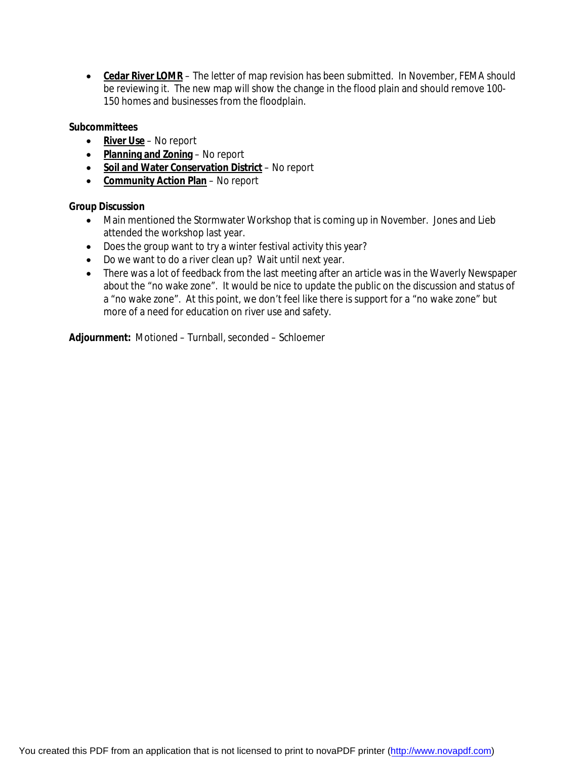- **Cedar River LOMR** – The letter of map revision has been submitted. In November, FEMA should be reviewing it. The new map will show the change in the flood plain and should remove 100-150 homes and businesses from the floodplain.

**Subcommittees**

- **River Use** – No report
- **Planning and Zoning** – No report
- **Soil and Water Conservation District** – No report
- **Community Action Plan** – No report

**Group Discussion**

- Main mentioned the Stormwater Workshop that is coming up in November. Jones and Lieb attended the workshop last year.
- Does the group want to try a winter festival activity this year?
- Do we want to do a river clean up? Wait until next year.
- There was a lot of feedback from the last meeting after an article was in the Waverly Newspaper about the "no wake zone". It would be nice to update the public on the discussion and status of a "no wake zone". At this point, we don't feel like there is support for a "no wake zone" but more of a need for education on river use and safety.

**Adjournment:** Motioned – Turnball, seconded – Schloemer